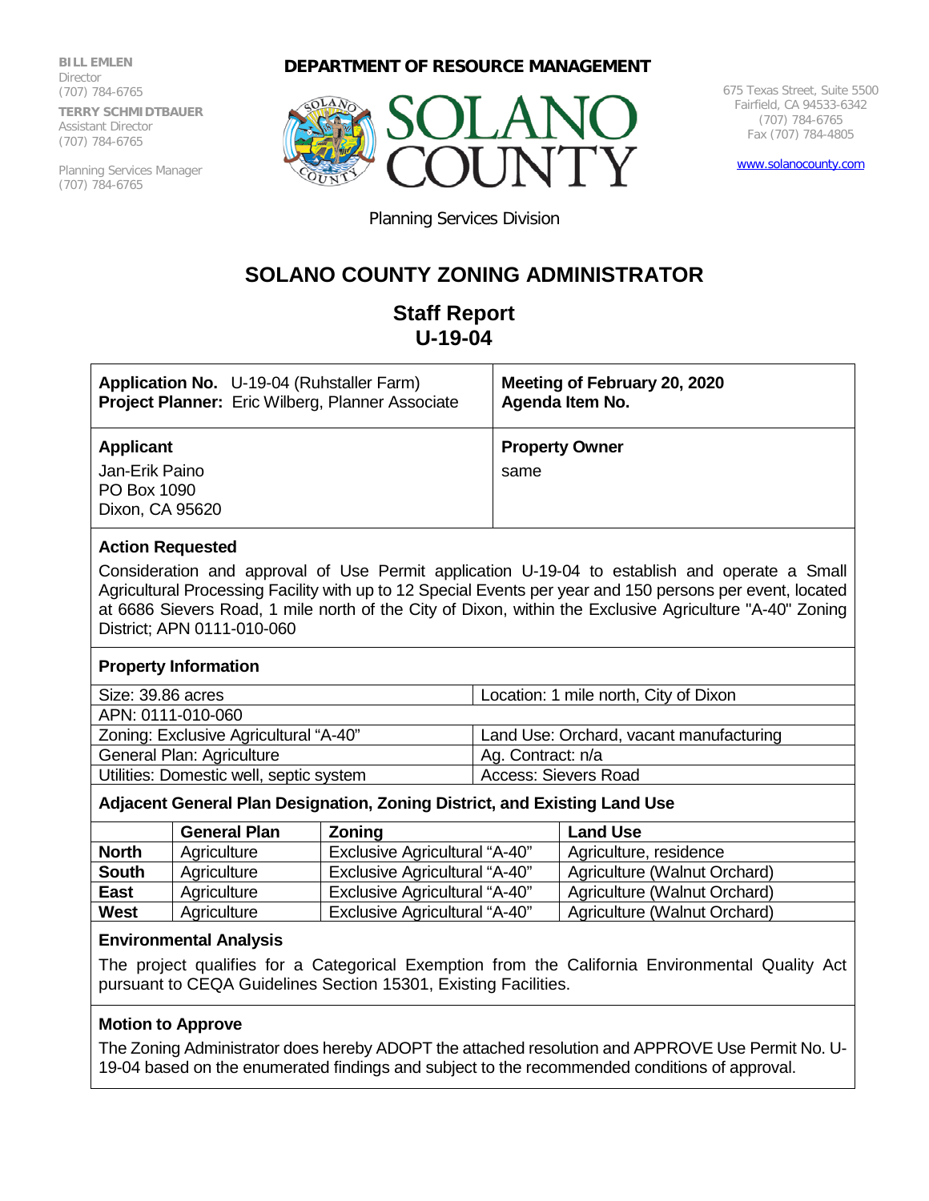**BILL EMLEN**
Director
(707) 784-6765

**TERRY SCHMIDTBAUER**
Assistant Director
(707) 784-6765

Planning Services Manager
(707) 784-6765

**DEPARTMENT OF RESOURCE MANAGEMENT**

SOLANO COUNTY

675 Texas Street, Suite 5500
Fairfield, CA 94533-6342
(707) 784-6765
Fax (707) 784-4805

www.solanocounty.com

Planning Services Division

# SOLANO COUNTY ZONING ADMINISTRATOR

## Staff Report
## U-19-04

| **Application No.** U-19-04 (Ruhstaller Farm)<br>**Project Planner:** Eric Wilberg, Planner Associate | **Meeting of February 20, 2020**<br>**Agenda Item No.** |
|---|---|
| **Applicant**<br>Jan-Erik Paino<br>PO Box 1090<br>Dixon, CA 95620 | **Property Owner**<br>same |

### Action Requested

Consideration and approval of Use Permit application U-19-04 to establish and operate a Small Agricultural Processing Facility with up to 12 Special Events per year and 150 persons per event, located at 6686 Sievers Road, 1 mile north of the City of Dixon, within the Exclusive Agriculture "A-40" Zoning District; APN 0111-010-060

### Property Information

| Size: 39.86 acres | Location: 1 mile north, City of Dixon |
|---|---|
| APN: 0111-010-060 | |
| Zoning: Exclusive Agricultural "A-40" | Land Use: Orchard, vacant manufacturing |
| General Plan: Agriculture | Ag. Contract: n/a |
| Utilities: Domestic well, septic system | Access: Sievers Road |

### Adjacent General Plan Designation, Zoning District, and Existing Land Use

| | General Plan | Zoning | Land Use |
|---|---|---|---|
| **North** | Agriculture | Exclusive Agricultural "A-40" | Agriculture, residence |
| **South** | Agriculture | Exclusive Agricultural "A-40" | Agriculture (Walnut Orchard) |
| **East** | Agriculture | Exclusive Agricultural "A-40" | Agriculture (Walnut Orchard) |
| **West** | Agriculture | Exclusive Agricultural "A-40" | Agriculture (Walnut Orchard) |

### Environmental Analysis

The project qualifies for a Categorical Exemption from the California Environmental Quality Act pursuant to CEQA Guidelines Section 15301, Existing Facilities.

### Motion to Approve

The Zoning Administrator does hereby ADOPT the attached resolution and APPROVE Use Permit No. U-19-04 based on the enumerated findings and subject to the recommended conditions of approval.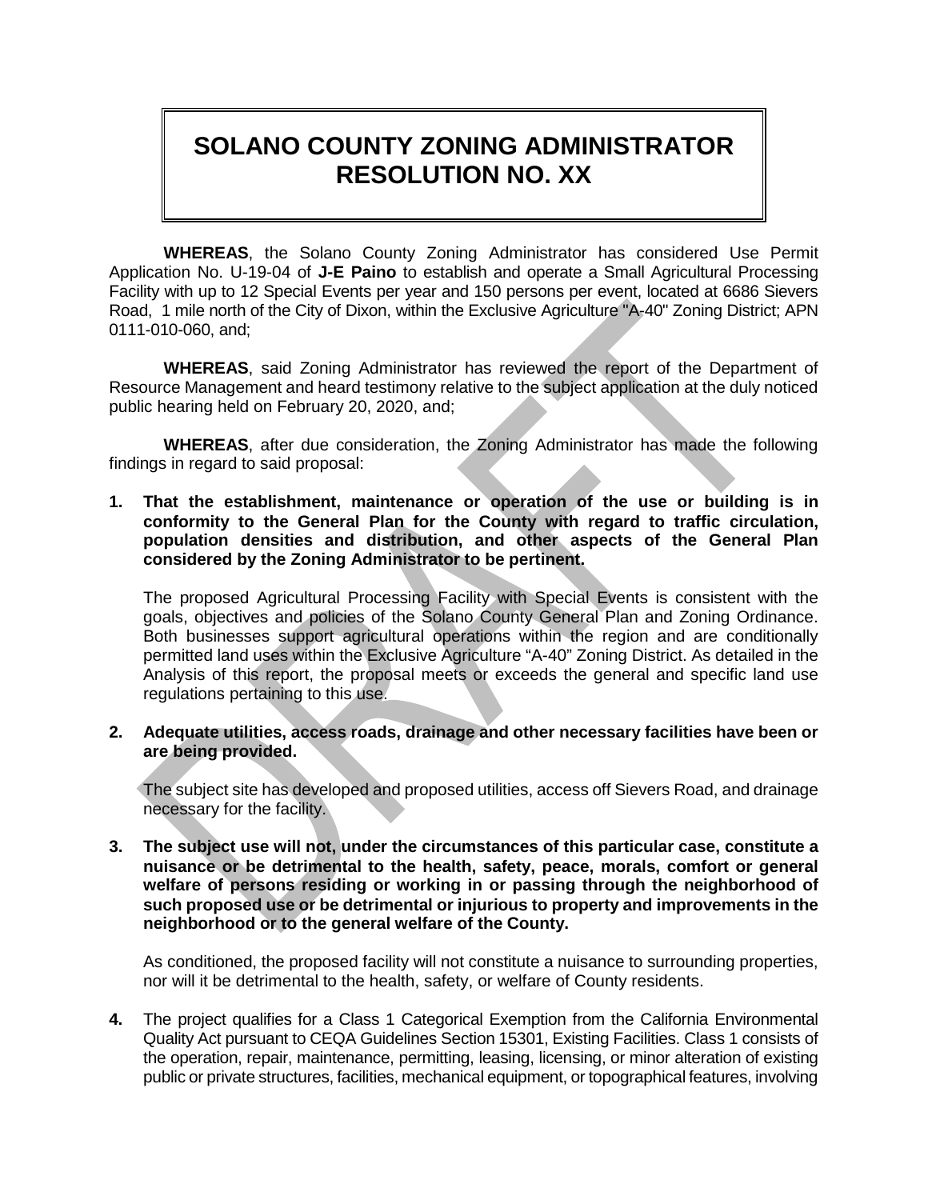# SOLANO COUNTY ZONING ADMINISTRATOR RESOLUTION NO. XX

**WHEREAS**, the Solano County Zoning Administrator has considered Use Permit Application No. U-19-04 of **J-E Paino** to establish and operate a Small Agricultural Processing Facility with up to 12 Special Events per year and 150 persons per event, located at 6686 Sievers Road, 1 mile north of the City of Dixon, within the Exclusive Agriculture "A-40" Zoning District; APN 0111-010-060, and;

**WHEREAS**, said Zoning Administrator has reviewed the report of the Department of Resource Management and heard testimony relative to the subject application at the duly noticed public hearing held on February 20, 2020, and;

**WHEREAS**, after due consideration, the Zoning Administrator has made the following findings in regard to said proposal:

**1. That the establishment, maintenance or operation of the use or building is in conformity to the General Plan for the County with regard to traffic circulation, population densities and distribution, and other aspects of the General Plan considered by the Zoning Administrator to be pertinent.**

The proposed Agricultural Processing Facility with Special Events is consistent with the goals, objectives and policies of the Solano County General Plan and Zoning Ordinance. Both businesses support agricultural operations within the region and are conditionally permitted land uses within the Exclusive Agriculture "A-40" Zoning District. As detailed in the Analysis of this report, the proposal meets or exceeds the general and specific land use regulations pertaining to this use.

**2. Adequate utilities, access roads, drainage and other necessary facilities have been or are being provided.**

The subject site has developed and proposed utilities, access off Sievers Road, and drainage necessary for the facility.

**3. The subject use will not, under the circumstances of this particular case, constitute a nuisance or be detrimental to the health, safety, peace, morals, comfort or general welfare of persons residing or working in or passing through the neighborhood of such proposed use or be detrimental or injurious to property and improvements in the neighborhood or to the general welfare of the County.**

As conditioned, the proposed facility will not constitute a nuisance to surrounding properties, nor will it be detrimental to the health, safety, or welfare of County residents.

**4.** The project qualifies for a Class 1 Categorical Exemption from the California Environmental Quality Act pursuant to CEQA Guidelines Section 15301, Existing Facilities. Class 1 consists of the operation, repair, maintenance, permitting, leasing, licensing, or minor alteration of existing public or private structures, facilities, mechanical equipment, or topographical features, involving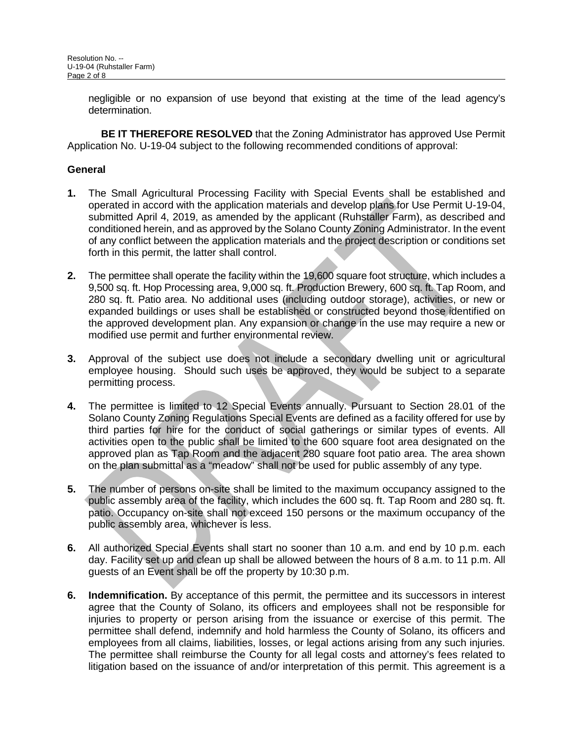negligible or no expansion of use beyond that existing at the time of the lead agency's determination.

**BE IT THEREFORE RESOLVED** that the Zoning Administrator has approved Use Permit Application No. U-19-04 subject to the following recommended conditions of approval:

**General**

**1.** The Small Agricultural Processing Facility with Special Events shall be established and operated in accord with the application materials and develop plans for Use Permit U-19-04, submitted April 4, 2019, as amended by the applicant (Ruhstaller Farm), as described and conditioned herein, and as approved by the Solano County Zoning Administrator. In the event of any conflict between the application materials and the project description or conditions set forth in this permit, the latter shall control.

**2.** The permittee shall operate the facility within the 19,600 square foot structure, which includes a 9,500 sq. ft. Hop Processing area, 9,000 sq. ft. Production Brewery, 600 sq. ft. Tap Room, and 280 sq. ft. Patio area. No additional uses (including outdoor storage), activities, or new or expanded buildings or uses shall be established or constructed beyond those identified on the approved development plan. Any expansion or change in the use may require a new or modified use permit and further environmental review.

**3.** Approval of the subject use does not include a secondary dwelling unit or agricultural employee housing. Should such uses be approved, they would be subject to a separate permitting process.

**4.** The permittee is limited to 12 Special Events annually. Pursuant to Section 28.01 of the Solano County Zoning Regulations Special Events are defined as a facility offered for use by third parties for hire for the conduct of social gatherings or similar types of events. All activities open to the public shall be limited to the 600 square foot area designated on the approved plan as Tap Room and the adjacent 280 square foot patio area. The area shown on the plan submittal as a "meadow" shall not be used for public assembly of any type.

**5.** The number of persons on-site shall be limited to the maximum occupancy assigned to the public assembly area of the facility, which includes the 600 sq. ft. Tap Room and 280 sq. ft. patio. Occupancy on-site shall not exceed 150 persons or the maximum occupancy of the public assembly area, whichever is less.

**6.** All authorized Special Events shall start no sooner than 10 a.m. and end by 10 p.m. each day. Facility set up and clean up shall be allowed between the hours of 8 a.m. to 11 p.m. All guests of an Event shall be off the property by 10:30 p.m.

**6.** **Indemnification.** By acceptance of this permit, the permittee and its successors in interest agree that the County of Solano, its officers and employees shall not be responsible for injuries to property or person arising from the issuance or exercise of this permit. The permittee shall defend, indemnify and hold harmless the County of Solano, its officers and employees from all claims, liabilities, losses, or legal actions arising from any such injuries. The permittee shall reimburse the County for all legal costs and attorney's fees related to litigation based on the issuance of and/or interpretation of this permit. This agreement is a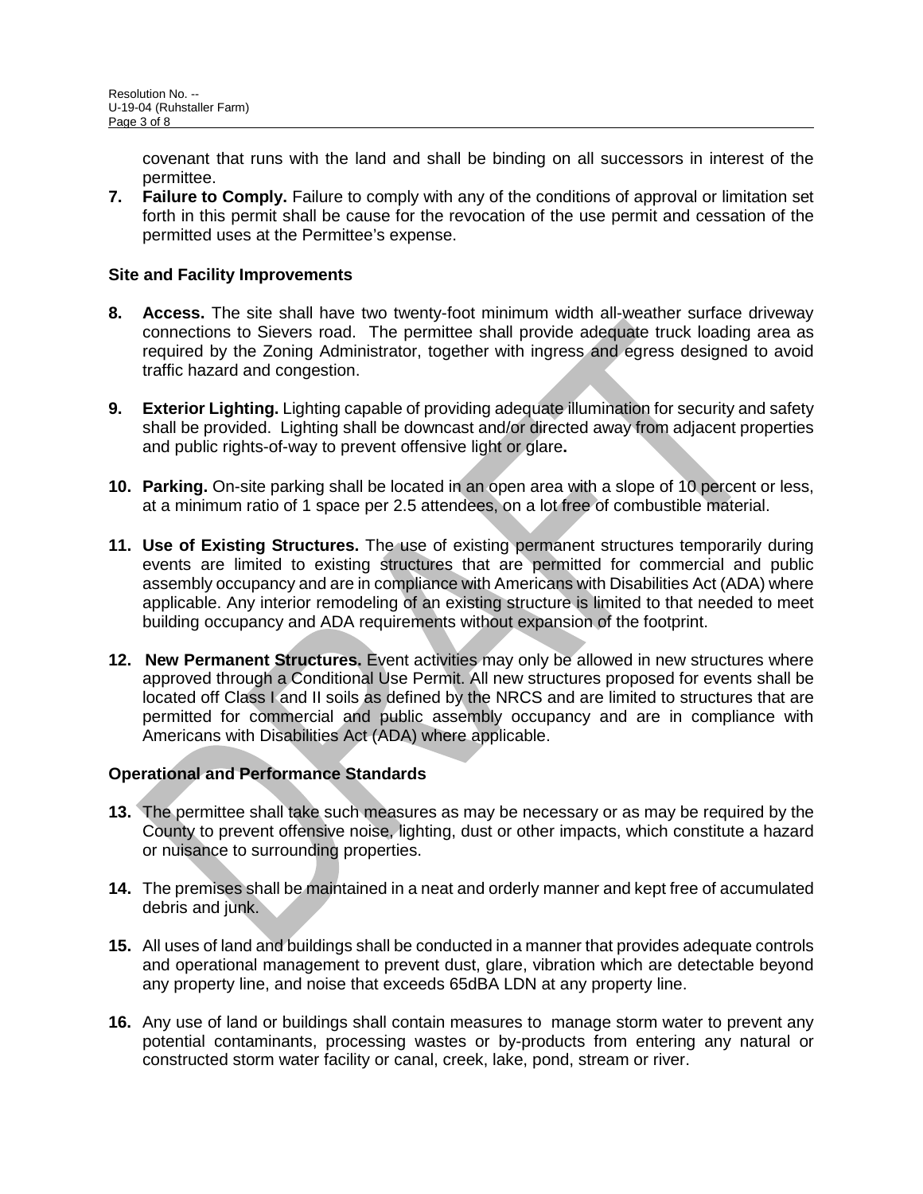covenant that runs with the land and shall be binding on all successors in interest of the permittee.

7. **Failure to Comply.** Failure to comply with any of the conditions of approval or limitation set forth in this permit shall be cause for the revocation of the use permit and cessation of the permitted uses at the Permittee's expense.

**Site and Facility Improvements**

8. **Access.** The site shall have two twenty-foot minimum width all-weather surface driveway connections to Sievers road. The permittee shall provide adequate truck loading area as required by the Zoning Administrator, together with ingress and egress designed to avoid traffic hazard and congestion.

9. **Exterior Lighting.** Lighting capable of providing adequate illumination for security and safety shall be provided. Lighting shall be downcast and/or directed away from adjacent properties and public rights-of-way to prevent offensive light or glare**.**

10. **Parking.** On-site parking shall be located in an open area with a slope of 10 percent or less, at a minimum ratio of 1 space per 2.5 attendees, on a lot free of combustible material.

11. **Use of Existing Structures.** The use of existing permanent structures temporarily during events are limited to existing structures that are permitted for commercial and public assembly occupancy and are in compliance with Americans with Disabilities Act (ADA) where applicable. Any interior remodeling of an existing structure is limited to that needed to meet building occupancy and ADA requirements without expansion of the footprint.

12. **New Permanent Structures.** Event activities may only be allowed in new structures where approved through a Conditional Use Permit. All new structures proposed for events shall be located off Class I and II soils as defined by the NRCS and are limited to structures that are permitted for commercial and public assembly occupancy and are in compliance with Americans with Disabilities Act (ADA) where applicable.

**Operational and Performance Standards**

13. The permittee shall take such measures as may be necessary or as may be required by the County to prevent offensive noise, lighting, dust or other impacts, which constitute a hazard or nuisance to surrounding properties.

14. The premises shall be maintained in a neat and orderly manner and kept free of accumulated debris and junk.

15. All uses of land and buildings shall be conducted in a manner that provides adequate controls and operational management to prevent dust, glare, vibration which are detectable beyond any property line, and noise that exceeds 65dBA LDN at any property line.

16. Any use of land or buildings shall contain measures to manage storm water to prevent any potential contaminants, processing wastes or by-products from entering any natural or constructed storm water facility or canal, creek, lake, pond, stream or river.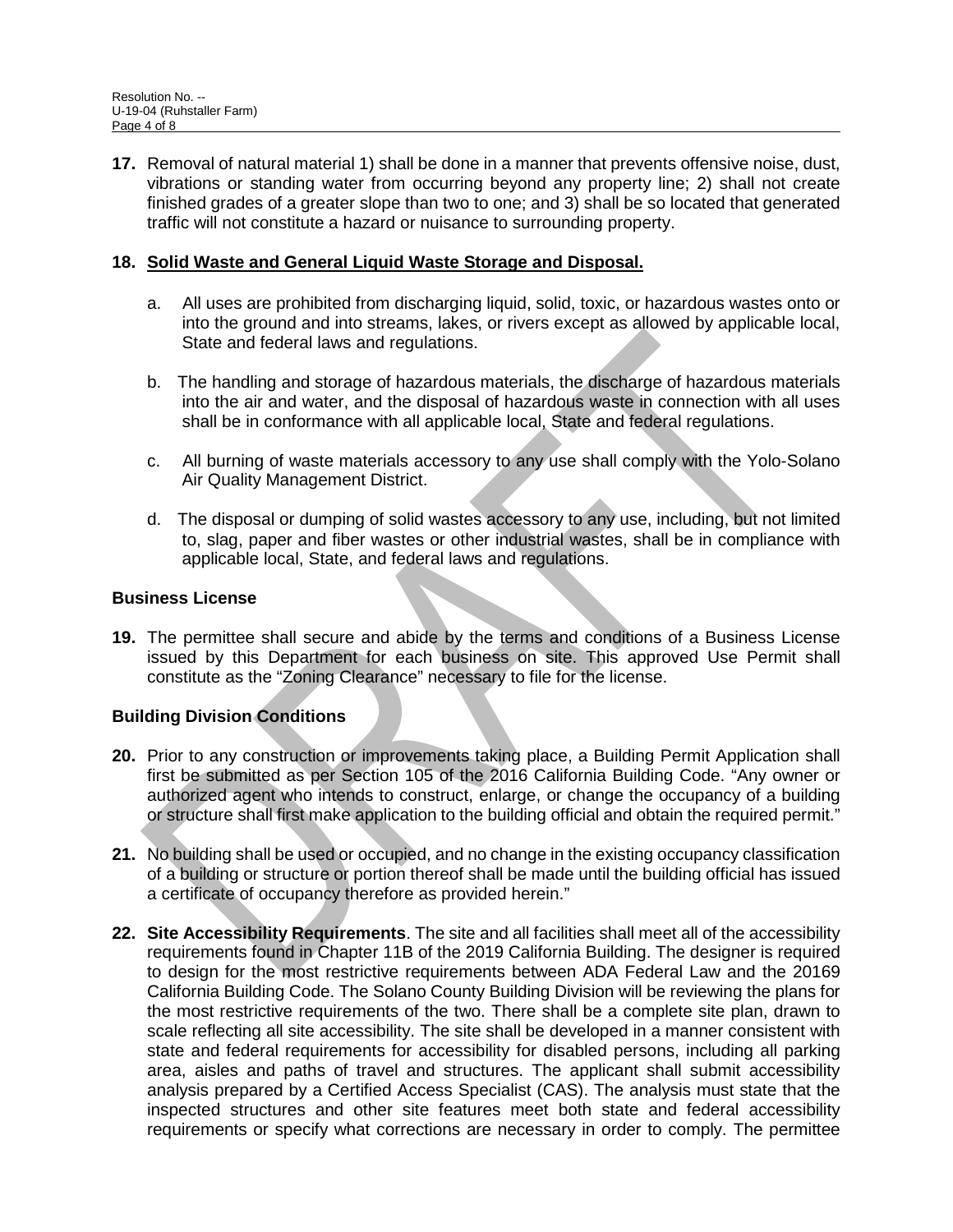**17.** Removal of natural material 1) shall be done in a manner that prevents offensive noise, dust, vibrations or standing water from occurring beyond any property line; 2) shall not create finished grades of a greater slope than two to one; and 3) shall be so located that generated traffic will not constitute a hazard or nuisance to surrounding property.

**18. <u>Solid Waste and General Liquid Waste Storage and Disposal.</u>**

a. All uses are prohibited from discharging liquid, solid, toxic, or hazardous wastes onto or into the ground and into streams, lakes, or rivers except as allowed by applicable local, State and federal laws and regulations.

b. The handling and storage of hazardous materials, the discharge of hazardous materials into the air and water, and the disposal of hazardous waste in connection with all uses shall be in conformance with all applicable local, State and federal regulations.

c. All burning of waste materials accessory to any use shall comply with the Yolo-Solano Air Quality Management District.

d. The disposal or dumping of solid wastes accessory to any use, including, but not limited to, slag, paper and fiber wastes or other industrial wastes, shall be in compliance with applicable local, State, and federal laws and regulations.

### Business License

**19.** The permittee shall secure and abide by the terms and conditions of a Business License issued by this Department for each business on site. This approved Use Permit shall constitute as the "Zoning Clearance" necessary to file for the license.

### Building Division Conditions

**20.** Prior to any construction or improvements taking place, a Building Permit Application shall first be submitted as per Section 105 of the 2016 California Building Code. "Any owner or authorized agent who intends to construct, enlarge, or change the occupancy of a building or structure shall first make application to the building official and obtain the required permit."

**21.** No building shall be used or occupied, and no change in the existing occupancy classification of a building or structure or portion thereof shall be made until the building official has issued a certificate of occupancy therefore as provided herein."

**22. Site Accessibility Requirements**. The site and all facilities shall meet all of the accessibility requirements found in Chapter 11B of the 2019 California Building. The designer is required to design for the most restrictive requirements between ADA Federal Law and the 20169 California Building Code. The Solano County Building Division will be reviewing the plans for the most restrictive requirements of the two. There shall be a complete site plan, drawn to scale reflecting all site accessibility. The site shall be developed in a manner consistent with state and federal requirements for accessibility for disabled persons, including all parking area, aisles and paths of travel and structures. The applicant shall submit accessibility analysis prepared by a Certified Access Specialist (CAS). The analysis must state that the inspected structures and other site features meet both state and federal accessibility requirements or specify what corrections are necessary in order to comply. The permittee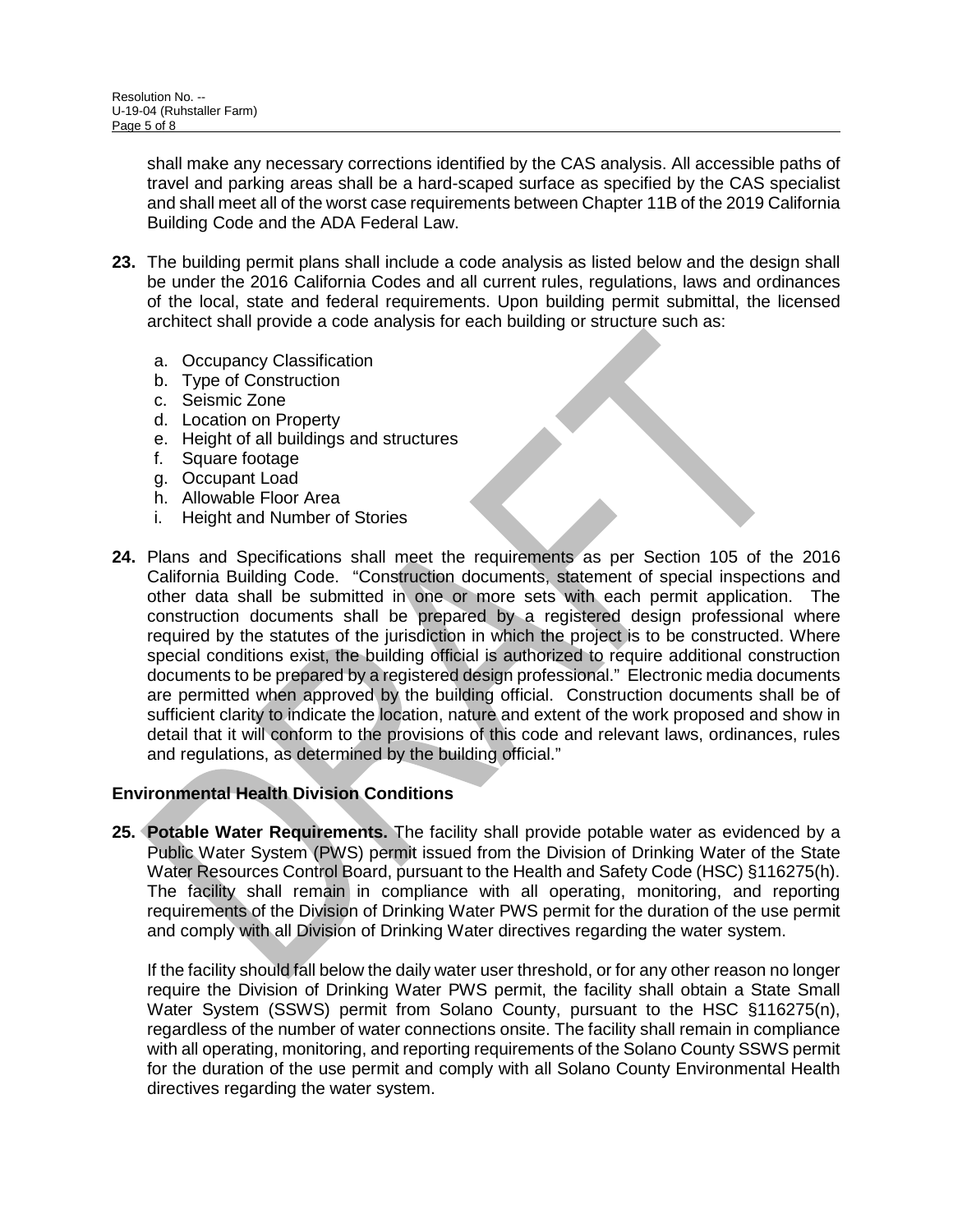shall make any necessary corrections identified by the CAS analysis. All accessible paths of travel and parking areas shall be a hard-scaped surface as specified by the CAS specialist and shall meet all of the worst case requirements between Chapter 11B of the 2019 California Building Code and the ADA Federal Law.

**23.** The building permit plans shall include a code analysis as listed below and the design shall be under the 2016 California Codes and all current rules, regulations, laws and ordinances of the local, state and federal requirements. Upon building permit submittal, the licensed architect shall provide a code analysis for each building or structure such as:

   a. Occupancy Classification
   b. Type of Construction
   c. Seismic Zone
   d. Location on Property
   e. Height of all buildings and structures
   f. Square footage
   g. Occupant Load
   h. Allowable Floor Area
   i. Height and Number of Stories

**24.** Plans and Specifications shall meet the requirements as per Section 105 of the 2016 California Building Code. "Construction documents, statement of special inspections and other data shall be submitted in one or more sets with each permit application. The construction documents shall be prepared by a registered design professional where required by the statutes of the jurisdiction in which the project is to be constructed. Where special conditions exist, the building official is authorized to require additional construction documents to be prepared by a registered design professional." Electronic media documents are permitted when approved by the building official. Construction documents shall be of sufficient clarity to indicate the location, nature and extent of the work proposed and show in detail that it will conform to the provisions of this code and relevant laws, ordinances, rules and regulations, as determined by the building official."

### Environmental Health Division Conditions

**25.** **Potable Water Requirements.** The facility shall provide potable water as evidenced by a Public Water System (PWS) permit issued from the Division of Drinking Water of the State Water Resources Control Board, pursuant to the Health and Safety Code (HSC) §116275(h). The facility shall remain in compliance with all operating, monitoring, and reporting requirements of the Division of Drinking Water PWS permit for the duration of the use permit and comply with all Division of Drinking Water directives regarding the water system.

If the facility should fall below the daily water user threshold, or for any other reason no longer require the Division of Drinking Water PWS permit, the facility shall obtain a State Small Water System (SSWS) permit from Solano County, pursuant to the HSC §116275(n), regardless of the number of water connections onsite. The facility shall remain in compliance with all operating, monitoring, and reporting requirements of the Solano County SSWS permit for the duration of the use permit and comply with all Solano County Environmental Health directives regarding the water system.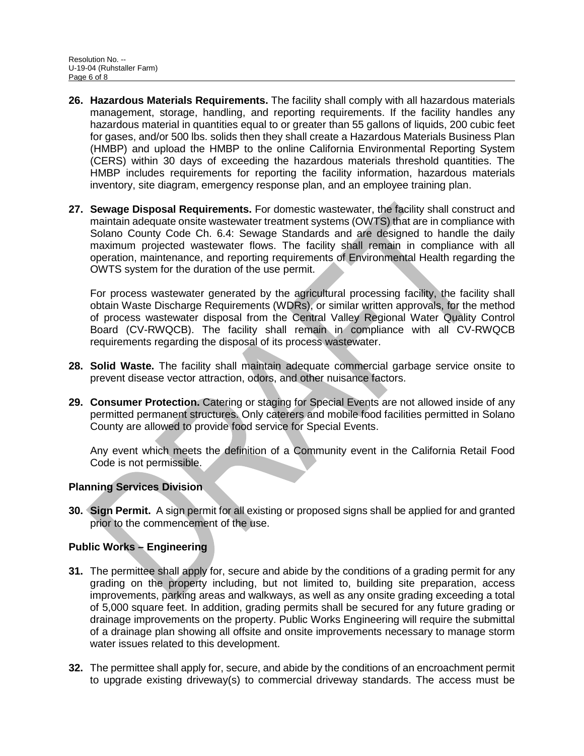26. **Hazardous Materials Requirements.** The facility shall comply with all hazardous materials management, storage, handling, and reporting requirements. If the facility handles any hazardous material in quantities equal to or greater than 55 gallons of liquids, 200 cubic feet for gases, and/or 500 lbs. solids then they shall create a Hazardous Materials Business Plan (HMBP) and upload the HMBP to the online California Environmental Reporting System (CERS) within 30 days of exceeding the hazardous materials threshold quantities. The HMBP includes requirements for reporting the facility information, hazardous materials inventory, site diagram, emergency response plan, and an employee training plan.

27. **Sewage Disposal Requirements.** For domestic wastewater, the facility shall construct and maintain adequate onsite wastewater treatment systems (OWTS) that are in compliance with Solano County Code Ch. 6.4: Sewage Standards and are designed to handle the daily maximum projected wastewater flows. The facility shall remain in compliance with all operation, maintenance, and reporting requirements of Environmental Health regarding the OWTS system for the duration of the use permit.

    For process wastewater generated by the agricultural processing facility, the facility shall obtain Waste Discharge Requirements (WDRs), or similar written approvals, for the method of process wastewater disposal from the Central Valley Regional Water Quality Control Board (CV-RWQCB). The facility shall remain in compliance with all CV-RWQCB requirements regarding the disposal of its process wastewater.

28. **Solid Waste.** The facility shall maintain adequate commercial garbage service onsite to prevent disease vector attraction, odors, and other nuisance factors.

29. **Consumer Protection.** Catering or staging for Special Events are not allowed inside of any permitted permanent structures. Only caterers and mobile food facilities permitted in Solano County are allowed to provide food service for Special Events.

    Any event which meets the definition of a Community event in the California Retail Food Code is not permissible.

### Planning Services Division

30. **Sign Permit.** A sign permit for all existing or proposed signs shall be applied for and granted prior to the commencement of the use.

### Public Works – Engineering

31. The permittee shall apply for, secure and abide by the conditions of a grading permit for any grading on the property including, but not limited to, building site preparation, access improvements, parking areas and walkways, as well as any onsite grading exceeding a total of 5,000 square feet. In addition, grading permits shall be secured for any future grading or drainage improvements on the property. Public Works Engineering will require the submittal of a drainage plan showing all offsite and onsite improvements necessary to manage storm water issues related to this development.

32. The permittee shall apply for, secure, and abide by the conditions of an encroachment permit to upgrade existing driveway(s) to commercial driveway standards. The access must be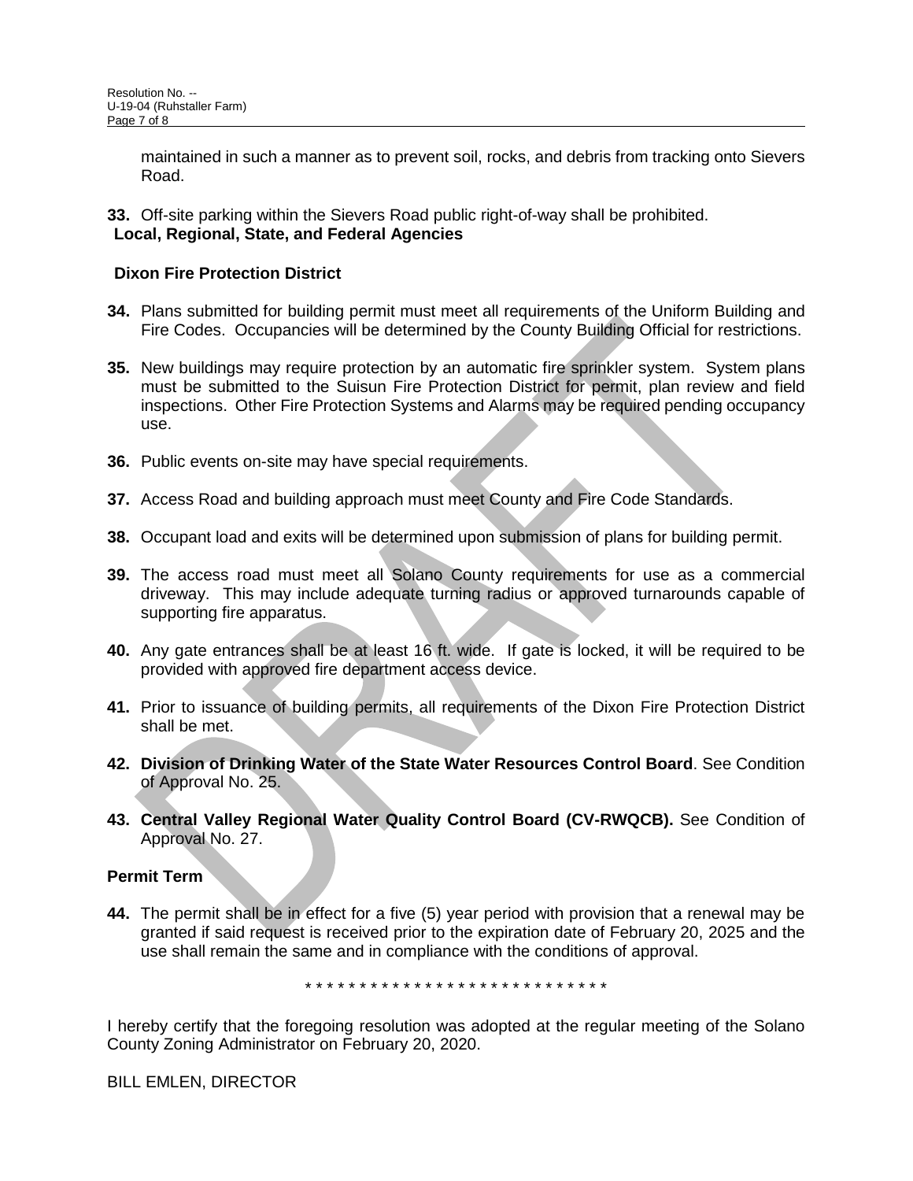maintained in such a manner as to prevent soil, rocks, and debris from tracking onto Sievers Road.

**33.** Off-site parking within the Sievers Road public right-of-way shall be prohibited.

**Local, Regional, State, and Federal Agencies**

**Dixon Fire Protection District**

**34.** Plans submitted for building permit must meet all requirements of the Uniform Building and Fire Codes. Occupancies will be determined by the County Building Official for restrictions.

**35.** New buildings may require protection by an automatic fire sprinkler system. System plans must be submitted to the Suisun Fire Protection District for permit, plan review and field inspections. Other Fire Protection Systems and Alarms may be required pending occupancy use.

**36.** Public events on-site may have special requirements.

**37.** Access Road and building approach must meet County and Fire Code Standards.

**38.** Occupant load and exits will be determined upon submission of plans for building permit.

**39.** The access road must meet all Solano County requirements for use as a commercial driveway. This may include adequate turning radius or approved turnarounds capable of supporting fire apparatus.

**40.** Any gate entrances shall be at least 16 ft. wide. If gate is locked, it will be required to be provided with approved fire department access device.

**41.** Prior to issuance of building permits, all requirements of the Dixon Fire Protection District shall be met.

**42.** **Division of Drinking Water of the State Water Resources Control Board**. See Condition of Approval No. 25.

**43.** **Central Valley Regional Water Quality Control Board (CV-RWQCB).** See Condition of Approval No. 27.

**Permit Term**

**44.** The permit shall be in effect for a five (5) year period with provision that a renewal may be granted if said request is received prior to the expiration date of February 20, 2025 and the use shall remain the same and in compliance with the conditions of approval.

* * * * * * * * * * * * * * * * * * * * * * * * * * * *

I hereby certify that the foregoing resolution was adopted at the regular meeting of the Solano County Zoning Administrator on February 20, 2020.

BILL EMLEN, DIRECTOR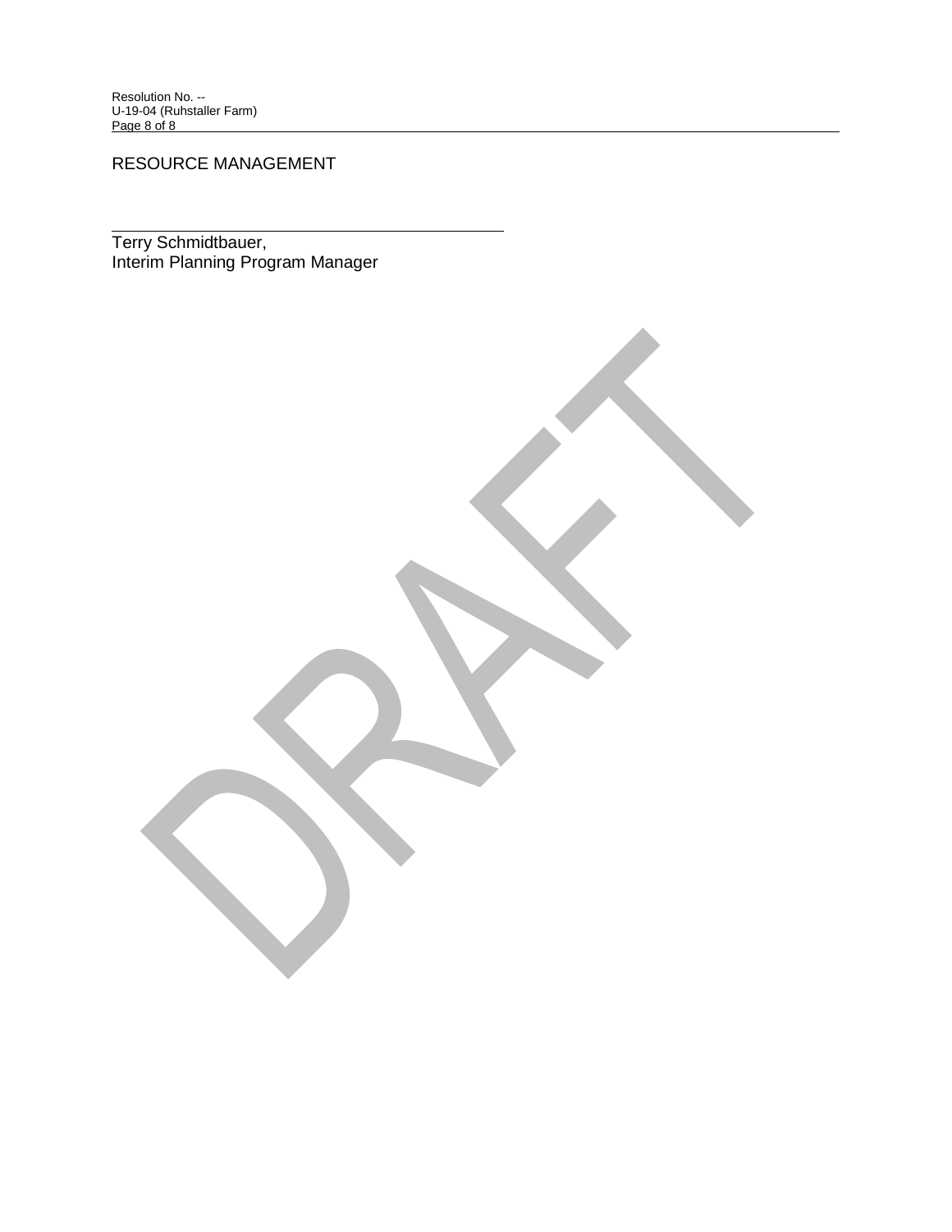RESOURCE MANAGEMENT

\_\_\_\_\_\_\_\_\_\_\_\_\_\_\_\_\_\_\_\_\_\_\_\_\_\_\_\_\_\_\_\_\_\_\_\_\_\_\_\_\_\_\_\_

Terry Schmidtbauer,
Interim Planning Program Manager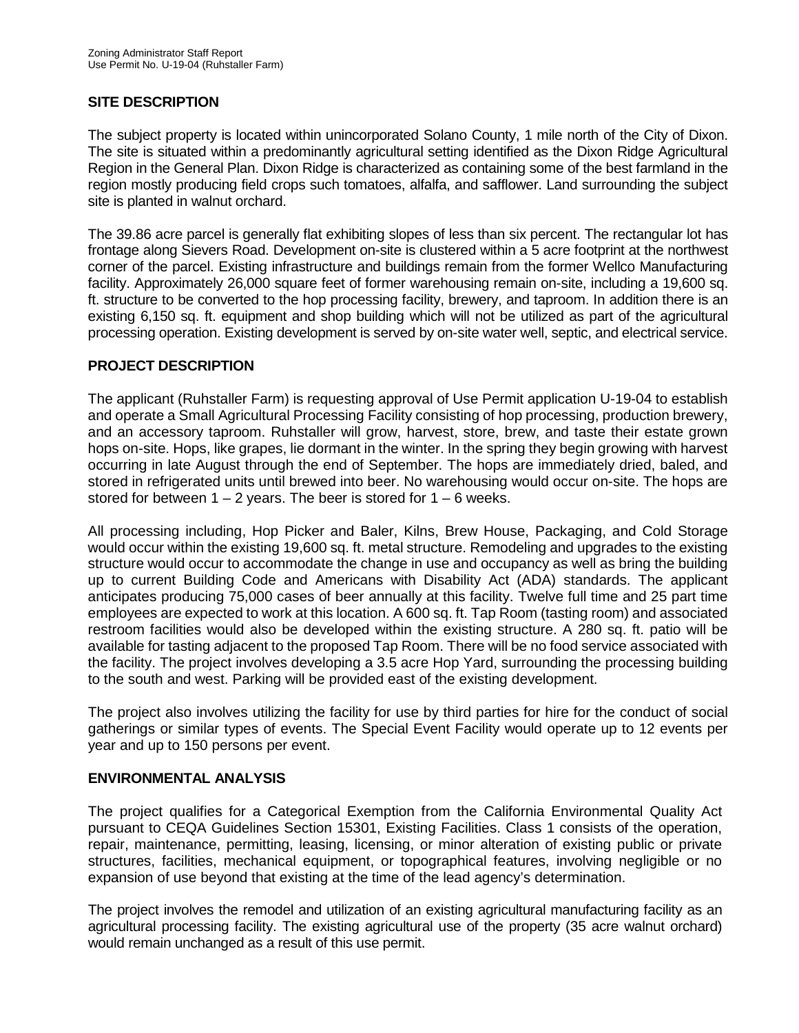## SITE DESCRIPTION

The subject property is located within unincorporated Solano County, 1 mile north of the City of Dixon. The site is situated within a predominantly agricultural setting identified as the Dixon Ridge Agricultural Region in the General Plan. Dixon Ridge is characterized as containing some of the best farmland in the region mostly producing field crops such tomatoes, alfalfa, and safflower. Land surrounding the subject site is planted in walnut orchard.

The 39.86 acre parcel is generally flat exhibiting slopes of less than six percent. The rectangular lot has frontage along Sievers Road. Development on-site is clustered within a 5 acre footprint at the northwest corner of the parcel. Existing infrastructure and buildings remain from the former Wellco Manufacturing facility. Approximately 26,000 square feet of former warehousing remain on-site, including a 19,600 sq. ft. structure to be converted to the hop processing facility, brewery, and taproom. In addition there is an existing 6,150 sq. ft. equipment and shop building which will not be utilized as part of the agricultural processing operation. Existing development is served by on-site water well, septic, and electrical service.

## PROJECT DESCRIPTION

The applicant (Ruhstaller Farm) is requesting approval of Use Permit application U-19-04 to establish and operate a Small Agricultural Processing Facility consisting of hop processing, production brewery, and an accessory taproom. Ruhstaller will grow, harvest, store, brew, and taste their estate grown hops on-site. Hops, like grapes, lie dormant in the winter. In the spring they begin growing with harvest occurring in late August through the end of September. The hops are immediately dried, baled, and stored in refrigerated units until brewed into beer. No warehousing would occur on-site. The hops are stored for between 1 – 2 years. The beer is stored for 1 – 6 weeks.

All processing including, Hop Picker and Baler, Kilns, Brew House, Packaging, and Cold Storage would occur within the existing 19,600 sq. ft. metal structure. Remodeling and upgrades to the existing structure would occur to accommodate the change in use and occupancy as well as bring the building up to current Building Code and Americans with Disability Act (ADA) standards. The applicant anticipates producing 75,000 cases of beer annually at this facility. Twelve full time and 25 part time employees are expected to work at this location. A 600 sq. ft. Tap Room (tasting room) and associated restroom facilities would also be developed within the existing structure. A 280 sq. ft. patio will be available for tasting adjacent to the proposed Tap Room. There will be no food service associated with the facility. The project involves developing a 3.5 acre Hop Yard, surrounding the processing building to the south and west. Parking will be provided east of the existing development.

The project also involves utilizing the facility for use by third parties for hire for the conduct of social gatherings or similar types of events. The Special Event Facility would operate up to 12 events per year and up to 150 persons per event.

## ENVIRONMENTAL ANALYSIS

The project qualifies for a Categorical Exemption from the California Environmental Quality Act pursuant to CEQA Guidelines Section 15301, Existing Facilities. Class 1 consists of the operation, repair, maintenance, permitting, leasing, licensing, or minor alteration of existing public or private structures, facilities, mechanical equipment, or topographical features, involving negligible or no expansion of use beyond that existing at the time of the lead agency's determination.

The project involves the remodel and utilization of an existing agricultural manufacturing facility as an agricultural processing facility. The existing agricultural use of the property (35 acre walnut orchard) would remain unchanged as a result of this use permit.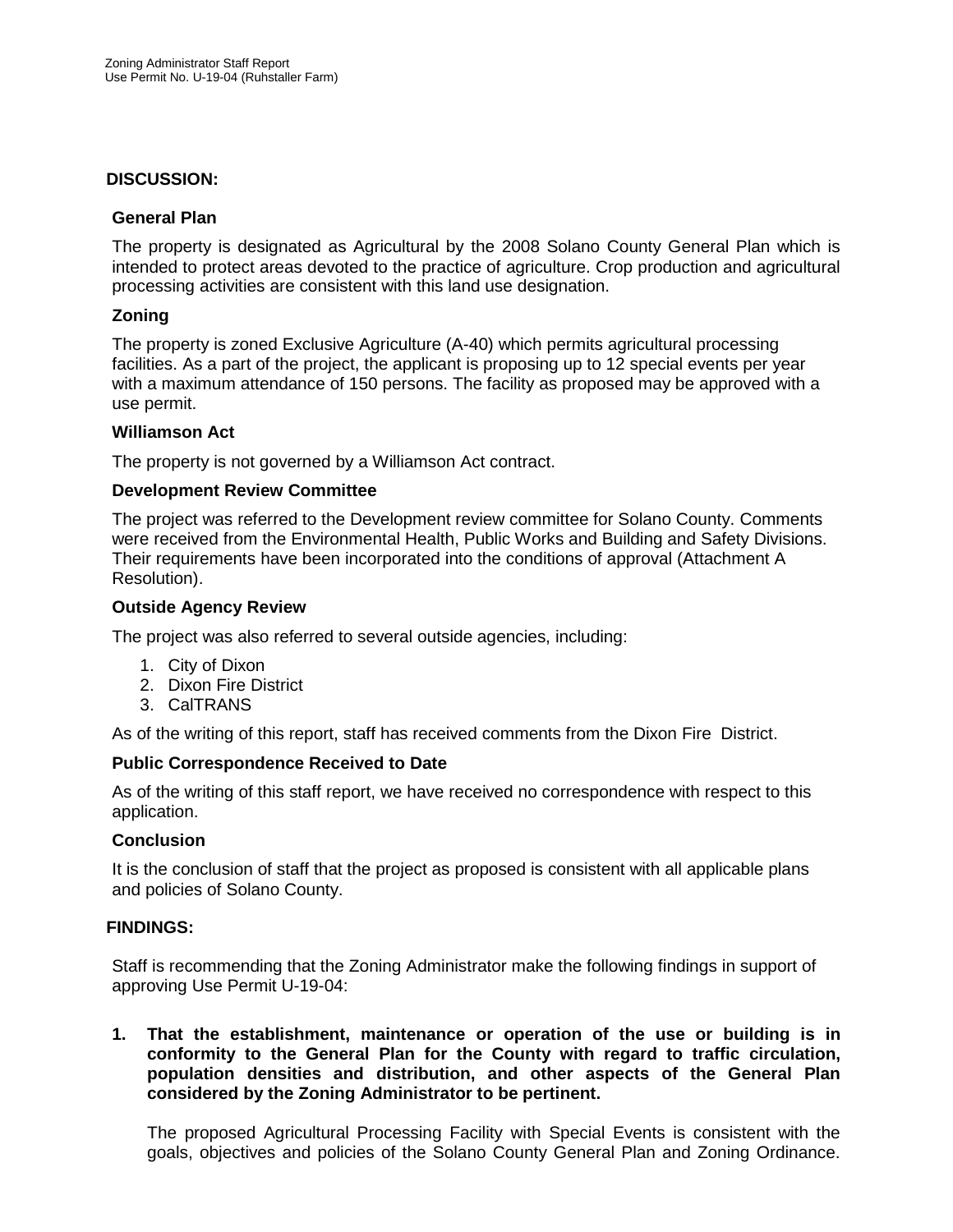## DISCUSSION:

### General Plan

The property is designated as Agricultural by the 2008 Solano County General Plan which is intended to protect areas devoted to the practice of agriculture. Crop production and agricultural processing activities are consistent with this land use designation.

### Zoning

The property is zoned Exclusive Agriculture (A-40) which permits agricultural processing facilities. As a part of the project, the applicant is proposing up to 12 special events per year with a maximum attendance of 150 persons. The facility as proposed may be approved with a use permit.

### Williamson Act

The property is not governed by a Williamson Act contract.

### Development Review Committee

The project was referred to the Development review committee for Solano County. Comments were received from the Environmental Health, Public Works and Building and Safety Divisions. Their requirements have been incorporated into the conditions of approval (Attachment A Resolution).

### Outside Agency Review

The project was also referred to several outside agencies, including:

1. City of Dixon
2. Dixon Fire District
3. CalTRANS

As of the writing of this report, staff has received comments from the Dixon Fire District.

### Public Correspondence Received to Date

As of the writing of this staff report, we have received no correspondence with respect to this application.

### Conclusion

It is the conclusion of staff that the project as proposed is consistent with all applicable plans and policies of Solano County.

## FINDINGS:

Staff is recommending that the Zoning Administrator make the following findings in support of approving Use Permit U-19-04:

**1. That the establishment, maintenance or operation of the use or building is in conformity to the General Plan for the County with regard to traffic circulation, population densities and distribution, and other aspects of the General Plan considered by the Zoning Administrator to be pertinent.**

The proposed Agricultural Processing Facility with Special Events is consistent with the goals, objectives and policies of the Solano County General Plan and Zoning Ordinance.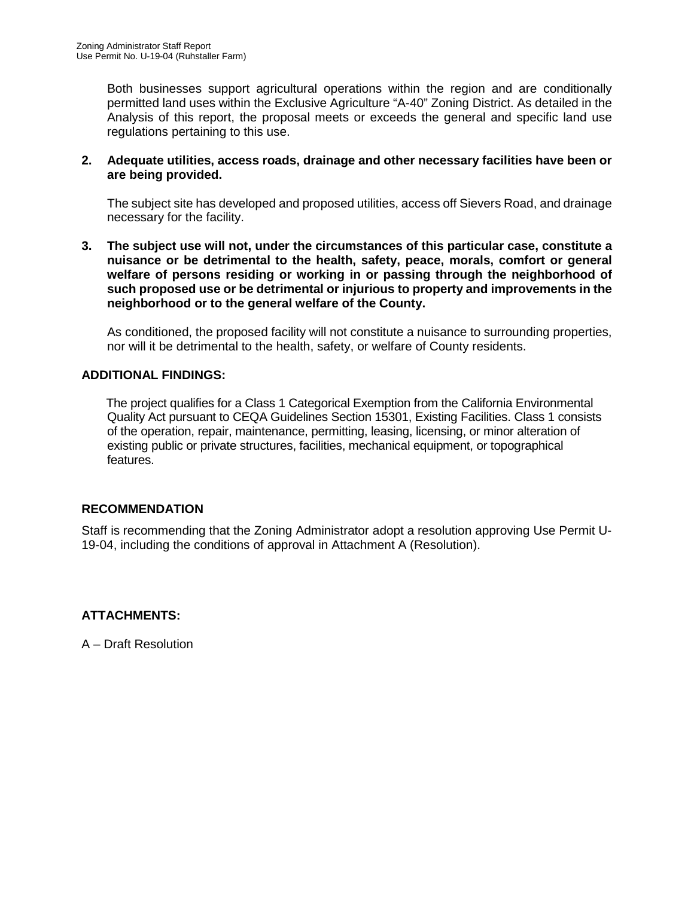Both businesses support agricultural operations within the region and are conditionally permitted land uses within the Exclusive Agriculture “A-40” Zoning District. As detailed in the Analysis of this report, the proposal meets or exceeds the general and specific land use regulations pertaining to this use.

2. **Adequate utilities, access roads, drainage and other necessary facilities have been or are being provided.**

   The subject site has developed and proposed utilities, access off Sievers Road, and drainage necessary for the facility.

3. **The subject use will not, under the circumstances of this particular case, constitute a nuisance or be detrimental to the health, safety, peace, morals, comfort or general welfare of persons residing or working in or passing through the neighborhood of such proposed use or be detrimental or injurious to property and improvements in the neighborhood or to the general welfare of the County.**

   As conditioned, the proposed facility will not constitute a nuisance to surrounding properties, nor will it be detrimental to the health, safety, or welfare of County residents.

**ADDITIONAL FINDINGS:**

The project qualifies for a Class 1 Categorical Exemption from the California Environmental Quality Act pursuant to CEQA Guidelines Section 15301, Existing Facilities. Class 1 consists of the operation, repair, maintenance, permitting, leasing, licensing, or minor alteration of existing public or private structures, facilities, mechanical equipment, or topographical features.

## RECOMMENDATION

Staff is recommending that the Zoning Administrator adopt a resolution approving Use Permit U-19-04, including the conditions of approval in Attachment A (Resolution).

**ATTACHMENTS:**

A – Draft Resolution